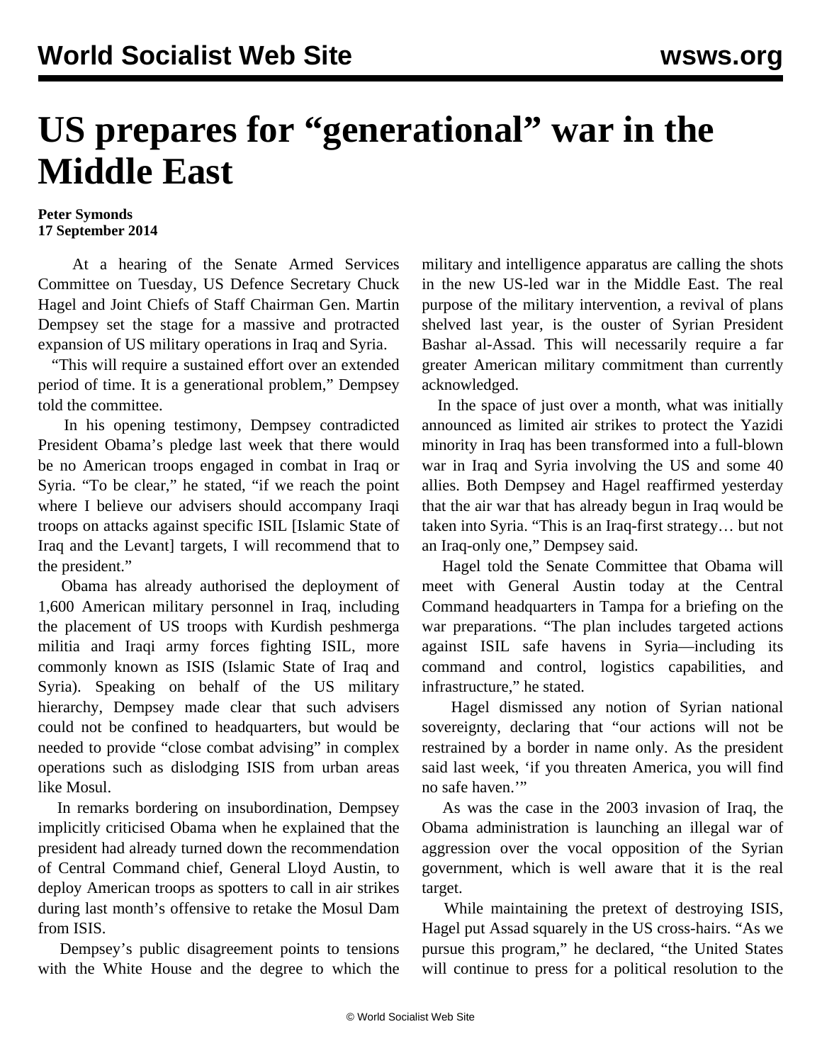# US prepares for "generational" war in the Middle East

**Peter Symonds**
**17 September 2014**

At a hearing of the Senate Armed Services Committee on Tuesday, US Defence Secretary Chuck Hagel and Joint Chiefs of Staff Chairman Gen. Martin Dempsey set the stage for a massive and protracted expansion of US military operations in Iraq and Syria.

"This will require a sustained effort over an extended period of time. It is a generational problem," Dempsey told the committee.

In his opening testimony, Dempsey contradicted President Obama's pledge last week that there would be no American troops engaged in combat in Iraq or Syria. "To be clear," he stated, "if we reach the point where I believe our advisers should accompany Iraqi troops on attacks against specific ISIL [Islamic State of Iraq and the Levant] targets, I will recommend that to the president."

Obama has already authorised the deployment of 1,600 American military personnel in Iraq, including the placement of US troops with Kurdish peshmerga militia and Iraqi army forces fighting ISIL, more commonly known as ISIS (Islamic State of Iraq and Syria). Speaking on behalf of the US military hierarchy, Dempsey made clear that such advisers could not be confined to headquarters, but would be needed to provide "close combat advising" in complex operations such as dislodging ISIS from urban areas like Mosul.

In remarks bordering on insubordination, Dempsey implicitly criticised Obama when he explained that the president had already turned down the recommendation of Central Command chief, General Lloyd Austin, to deploy American troops as spotters to call in air strikes during last month's offensive to retake the Mosul Dam from ISIS.

Dempsey's public disagreement points to tensions with the White House and the degree to which the military and intelligence apparatus are calling the shots in the new US-led war in the Middle East. The real purpose of the military intervention, a revival of plans shelved last year, is the ouster of Syrian President Bashar al-Assad. This will necessarily require a far greater American military commitment than currently acknowledged.

In the space of just over a month, what was initially announced as limited air strikes to protect the Yazidi minority in Iraq has been transformed into a full-blown war in Iraq and Syria involving the US and some 40 allies. Both Dempsey and Hagel reaffirmed yesterday that the air war that has already begun in Iraq would be taken into Syria. "This is an Iraq-first strategy… but not an Iraq-only one," Dempsey said.

Hagel told the Senate Committee that Obama will meet with General Austin today at the Central Command headquarters in Tampa for a briefing on the war preparations. "The plan includes targeted actions against ISIL safe havens in Syria—including its command and control, logistics capabilities, and infrastructure," he stated.

Hagel dismissed any notion of Syrian national sovereignty, declaring that "our actions will not be restrained by a border in name only. As the president said last week, 'if you threaten America, you will find no safe haven.'"

As was the case in the 2003 invasion of Iraq, the Obama administration is launching an illegal war of aggression over the vocal opposition of the Syrian government, which is well aware that it is the real target.

While maintaining the pretext of destroying ISIS, Hagel put Assad squarely in the US cross-hairs. "As we pursue this program," he declared, "the United States will continue to press for a political resolution to the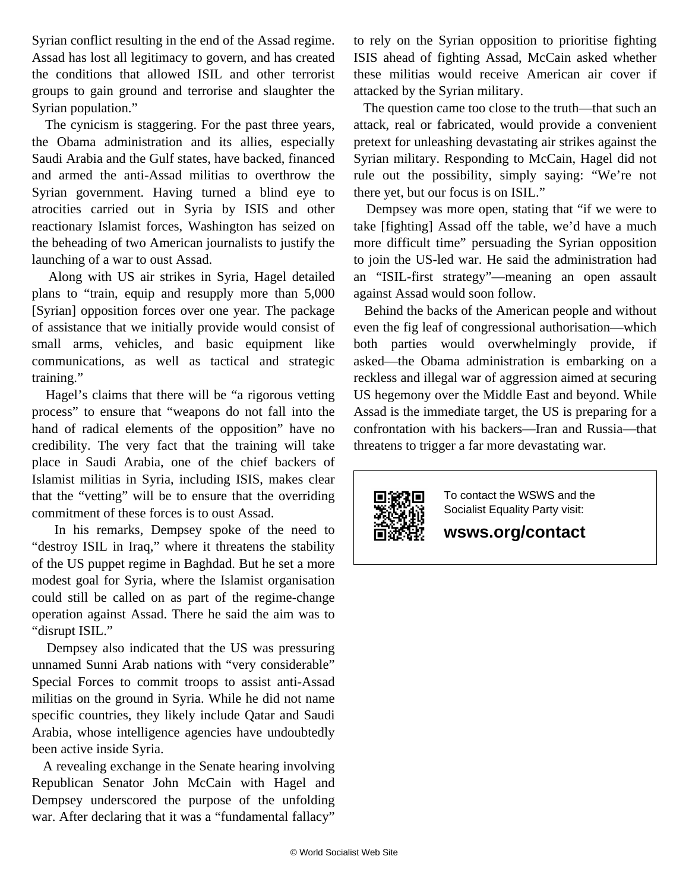Syrian conflict resulting in the end of the Assad regime. Assad has lost all legitimacy to govern, and has created the conditions that allowed ISIL and other terrorist groups to gain ground and terrorise and slaughter the Syrian population."

The cynicism is staggering. For the past three years, the Obama administration and its allies, especially Saudi Arabia and the Gulf states, have backed, financed and armed the anti-Assad militias to overthrow the Syrian government. Having turned a blind eye to atrocities carried out in Syria by ISIS and other reactionary Islamist forces, Washington has seized on the beheading of two American journalists to justify the launching of a war to oust Assad.

Along with US air strikes in Syria, Hagel detailed plans to "train, equip and resupply more than 5,000 [Syrian] opposition forces over one year. The package of assistance that we initially provide would consist of small arms, vehicles, and basic equipment like communications, as well as tactical and strategic training."

Hagel's claims that there will be "a rigorous vetting process" to ensure that "weapons do not fall into the hand of radical elements of the opposition" have no credibility. The very fact that the training will take place in Saudi Arabia, one of the chief backers of Islamist militias in Syria, including ISIS, makes clear that the "vetting" will be to ensure that the overriding commitment of these forces is to oust Assad.

In his remarks, Dempsey spoke of the need to "destroy ISIL in Iraq," where it threatens the stability of the US puppet regime in Baghdad. But he set a more modest goal for Syria, where the Islamist organisation could still be called on as part of the regime-change operation against Assad. There he said the aim was to "disrupt ISIL."

Dempsey also indicated that the US was pressuring unnamed Sunni Arab nations with "very considerable" Special Forces to commit troops to assist anti-Assad militias on the ground in Syria. While he did not name specific countries, they likely include Qatar and Saudi Arabia, whose intelligence agencies have undoubtedly been active inside Syria.

A revealing exchange in the Senate hearing involving Republican Senator John McCain with Hagel and Dempsey underscored the purpose of the unfolding war. After declaring that it was a "fundamental fallacy" to rely on the Syrian opposition to prioritise fighting ISIS ahead of fighting Assad, McCain asked whether these militias would receive American air cover if attacked by the Syrian military.

The question came too close to the truth—that such an attack, real or fabricated, would provide a convenient pretext for unleashing devastating air strikes against the Syrian military. Responding to McCain, Hagel did not rule out the possibility, simply saying: "We're not there yet, but our focus is on ISIL."

Dempsey was more open, stating that "if we were to take [fighting] Assad off the table, we'd have a much more difficult time" persuading the Syrian opposition to join the US-led war. He said the administration had an "ISIL-first strategy"—meaning an open assault against Assad would soon follow.

Behind the backs of the American people and without even the fig leaf of congressional authorisation—which both parties would overwhelmingly provide, if asked—the Obama administration is embarking on a reckless and illegal war of aggression aimed at securing US hegemony over the Middle East and beyond. While Assad is the immediate target, the US is preparing for a confrontation with his backers—Iran and Russia—that threatens to trigger a far more devastating war.

To contact the WSWS and the Socialist Equality Party visit:

**wsws.org/contact**